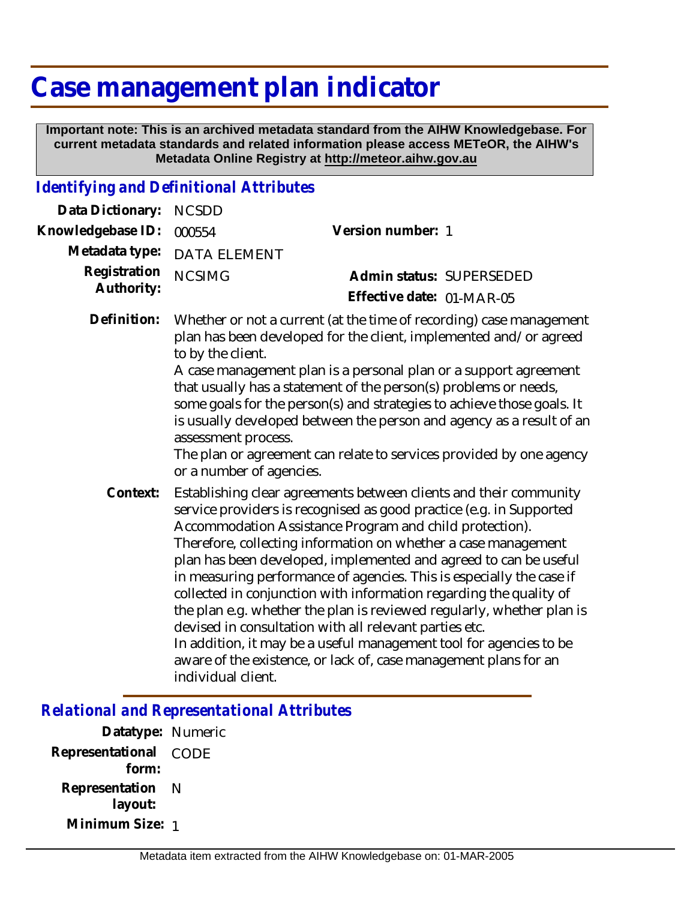# Case management plan indicator

**Important note: This is an archived metadata standard from the AIHW Knowledgebase. For current metadata standards and related information please access METeOR, the AIHW's Metadata Online Registry at http://meteor.aihw.gov.au**

## *Identifying and Definitional Attributes*

**Data Dictionary:** NCSDD

**Knowledgebase ID:** 000554

**Version number:** 1

**Metadata type:** DATA ELEMENT

**Registration Authority:** NCSIMG

**Admin status:** SUPERSEDED

**Effective date:** 01-MAR-05

**Definition:** Whether or not a current (at the time of recording) case management plan has been developed for the client, implemented and/or agreed to by the client.
A case management plan is a personal plan or a support agreement that usually has a statement of the person(s) problems or needs, some goals for the person(s) and strategies to achieve those goals. It is usually developed between the person and agency as a result of an assessment process.
The plan or agreement can relate to services provided by one agency or a number of agencies.

**Context:** Establishing clear agreements between clients and their community service providers is recognised as good practice (e.g. in Supported Accommodation Assistance Program and child protection). Therefore, collecting information on whether a case management plan has been developed, implemented and agreed to can be useful in measuring performance of agencies. This is especially the case if collected in conjunction with information regarding the quality of the plan e.g. whether the plan is reviewed regularly, whether plan is devised in consultation with all relevant parties etc.
In addition, it may be a useful management tool for agencies to be aware of the existence, or lack of, case management plans for an individual client.

## *Relational and Representational Attributes*

**Datatype:** Numeric

**Representational form:** CODE

**Representation layout:** N

**Minimum Size:** 1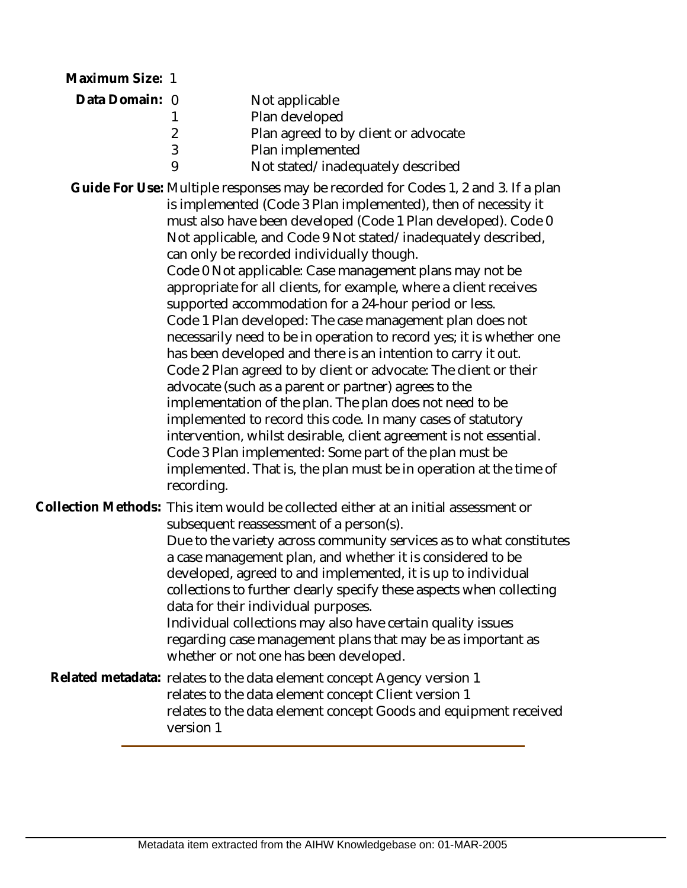**Maximum Size:** 1

**Data Domain:**

| Code | Description |
|---|---|
| 0 | Not applicable |
| 1 | Plan developed |
| 2 | Plan agreed to by client or advocate |
| 3 | Plan implemented |
| 9 | Not stated/inadequately described |

**Guide For Use:** Multiple responses may be recorded for Codes 1, 2 and 3. If a plan is implemented (Code 3 Plan implemented), then of necessity it must also have been developed (Code 1 Plan developed). Code 0 Not applicable, and Code 9 Not stated/inadequately described, can only be recorded individually though.
Code 0 Not applicable: Case management plans may not be appropriate for all clients, for example, where a client receives supported accommodation for a 24-hour period or less.
Code 1 Plan developed: The case management plan does not necessarily need to be in operation to record yes; it is whether one has been developed and there is an intention to carry it out.
Code 2 Plan agreed to by client or advocate: The client or their advocate (such as a parent or partner) agrees to the implementation of the plan. The plan does not need to be implemented to record this code. In many cases of statutory intervention, whilst desirable, client agreement is not essential.
Code 3 Plan implemented: Some part of the plan must be implemented. That is, the plan must be in operation at the time of recording.

**Collection Methods:** This item would be collected either at an initial assessment or subsequent reassessment of a person(s).
Due to the variety across community services as to what constitutes a case management plan, and whether it is considered to be developed, agreed to and implemented, it is up to individual collections to further clearly specify these aspects when collecting data for their individual purposes.
Individual collections may also have certain quality issues regarding case management plans that may be as important as whether or not one has been developed.

**Related metadata:** relates to the data element concept Agency version 1
relates to the data element concept Client version 1
relates to the data element concept Goods and equipment received version 1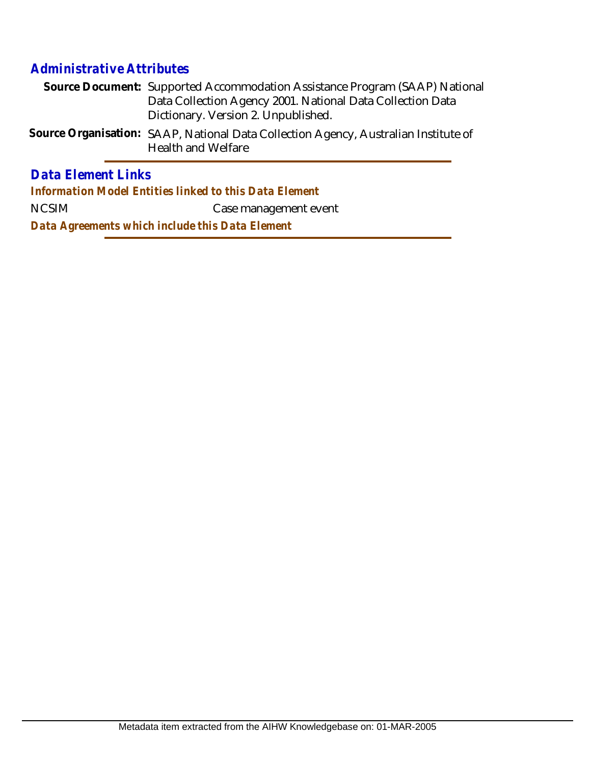## Administrative Attributes

**Source Document:** Supported Accommodation Assistance Program (SAAP) National Data Collection Agency 2001. National Data Collection Data Dictionary. Version 2. Unpublished.

**Source Organisation:** SAAP, National Data Collection Agency, Australian Institute of Health and Welfare

## Data Element Links

### Information Model Entities linked to this Data Element

| | |
|---|---|
| NCSIM | Case management event |

### Data Agreements which include this Data Element